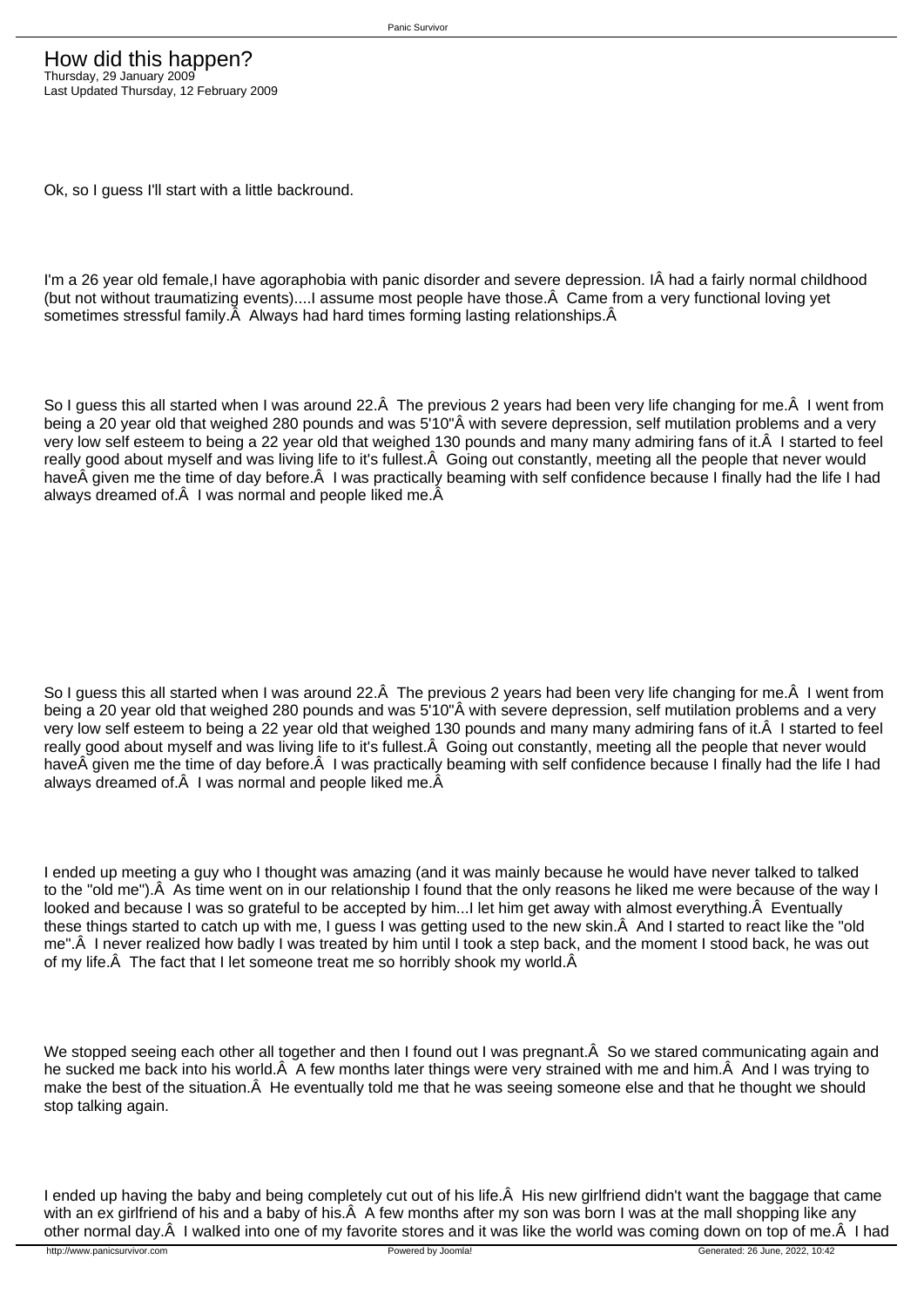# How did this happen?

Thursday, 29 January 2009
Last Updated Thursday, 12 February 2009

Ok, so I guess I'll start with a little backround.

I'm a 26 year old female,I have agoraphobia with panic disorder and severe depression. IÂ had a fairly normal childhood (but not without traumatizing events)....I assume most people have those.Â  Came from a very functional loving yet sometimes stressful family.Â  Always had hard times forming lasting relationships.Â

So I guess this all started when I was around 22.Â  The previous 2 years had been very life changing for me.Â  I went from being a 20 year old that weighed 280 pounds and was 5'10"Â with severe depression, self mutilation problems and a very very low self esteem to being a 22 year old that weighed 130 pounds and many many admiring fans of it.Â  I started to feel really good about myself and was living life to it's fullest.Â  Going out constantly, meeting all the people that never would haveÂ given me the time of day before.Â  I was practically beaming with self confidence because I finally had the life I had always dreamed of.Â  I was normal and people liked me.Â

So I guess this all started when I was around 22.Â  The previous 2 years had been very life changing for me.Â  I went from being a 20 year old that weighed 280 pounds and was 5'10"Â with severe depression, self mutilation problems and a very very low self esteem to being a 22 year old that weighed 130 pounds and many many admiring fans of it.Â  I started to feel really good about myself and was living life to it's fullest.Â  Going out constantly, meeting all the people that never would haveÂ given me the time of day before.Â  I was practically beaming with self confidence because I finally had the life I had always dreamed of.Â  I was normal and people liked me.Â

I ended up meeting a guy who I thought was amazing (and it was mainly because he would have never talked to talked to the "old me").Â  As time went on in our relationship I found that the only reasons he liked me were because of the way I looked and because I was so grateful to be accepted by him...I let him get away with almost everything.Â  Eventually these things started to catch up with me, I guess I was getting used to the new skin.Â  And I started to react like the "old me".Â  I never realized how badly I was treated by him until I took a step back, and the moment I stood back, he was out of my life.Â  The fact that I let someone treat me so horribly shook my world.Â

We stopped seeing each other all together and then I found out I was pregnant.Â  So we stared communicating again and he sucked me back into his world.Â  A few months later things were very strained with me and him.Â  And I was trying to make the best of the situation.Â  He eventually told me that he was seeing someone else and that he thought we should stop talking again.

I ended up having the baby and being completely cut out of his life.Â  His new girlfriend didn't want the baggage that came with an ex girlfriend of his and a baby of his.Â  A few months after my son was born I was at the mall shopping like any other normal day.Â  I walked into one of my favorite stores and it was like the world was coming down on top of me.Â  I had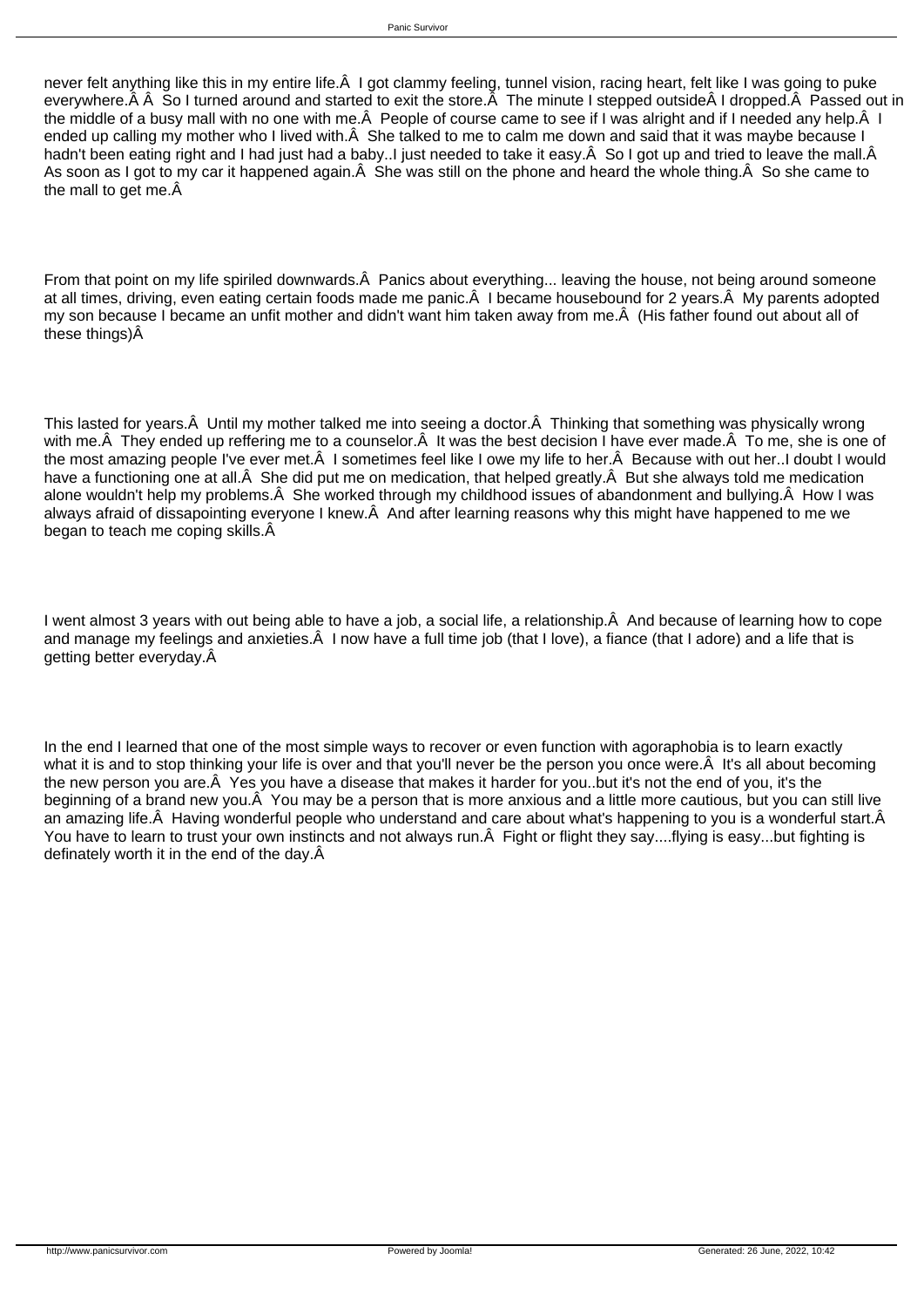never felt anything like this in my entire life.Â  I got clammy feeling, tunnel vision, racing heart, felt like I was going to puke everywhere.Â Â  So I turned around and started to exit the store.Â  The minute I stepped outsideÂ I dropped.Â  Passed out in the middle of a busy mall with no one with me.Â  People of course came to see if I was alright and if I needed any help.Â  I ended up calling my mother who I lived with.Â  She talked to me to calm me down and said that it was maybe because I hadn't been eating right and I had just had a baby..I just needed to take it easy.Â  So I got up and tried to leave the mall.Â  As soon as I got to my car it happened again.Â  She was still on the phone and heard the whole thing.Â  So she came to the mall to get me.Â

From that point on my life spiriled downwards.Â  Panics about everything... leaving the house, not being around someone at all times, driving, even eating certain foods made me panic.Â  I became housebound for 2 years.Â  My parents adopted my son because I became an unfit mother and didn't want him taken away from me.Â  (His father found out about all of these things)Â

This lasted for years.Â  Until my mother talked me into seeing a doctor.Â  Thinking that something was physically wrong with me.Â  They ended up reffering me to a counselor.Â  It was the best decision I have ever made.Â  To me, she is one of the most amazing people I've ever met.Â  I sometimes feel like I owe my life to her.Â  Because with out her..I doubt I would have a functioning one at all.Â  She did put me on medication, that helped greatly.Â  But she always told me medication alone wouldn't help my problems.Â  She worked through my childhood issues of abandonment and bullying.Â  How I was always afraid of dissapointing everyone I knew.Â  And after learning reasons why this might have happened to me we began to teach me coping skills.Â

I went almost 3 years with out being able to have a job, a social life, a relationship.Â  And because of learning how to cope and manage my feelings and anxieties.Â  I now have a full time job (that I love), a fiance (that I adore) and a life that is getting better everyday.Â

In the end I learned that one of the most simple ways to recover or even function with agoraphobia is to learn exactly what it is and to stop thinking your life is over and that you'll never be the person you once were.Â  It's all about becoming the new person you are.Â  Yes you have a disease that makes it harder for you..but it's not the end of you, it's the beginning of a brand new you.Â  You may be a person that is more anxious and a little more cautious, but you can still live an amazing life.Â  Having wonderful people who understand and care about what's happening to you is a wonderful start.Â  You have to learn to trust your own instincts and not always run.Â  Fight or flight they say....flying is easy...but fighting is definately worth it in the end of the day.Â